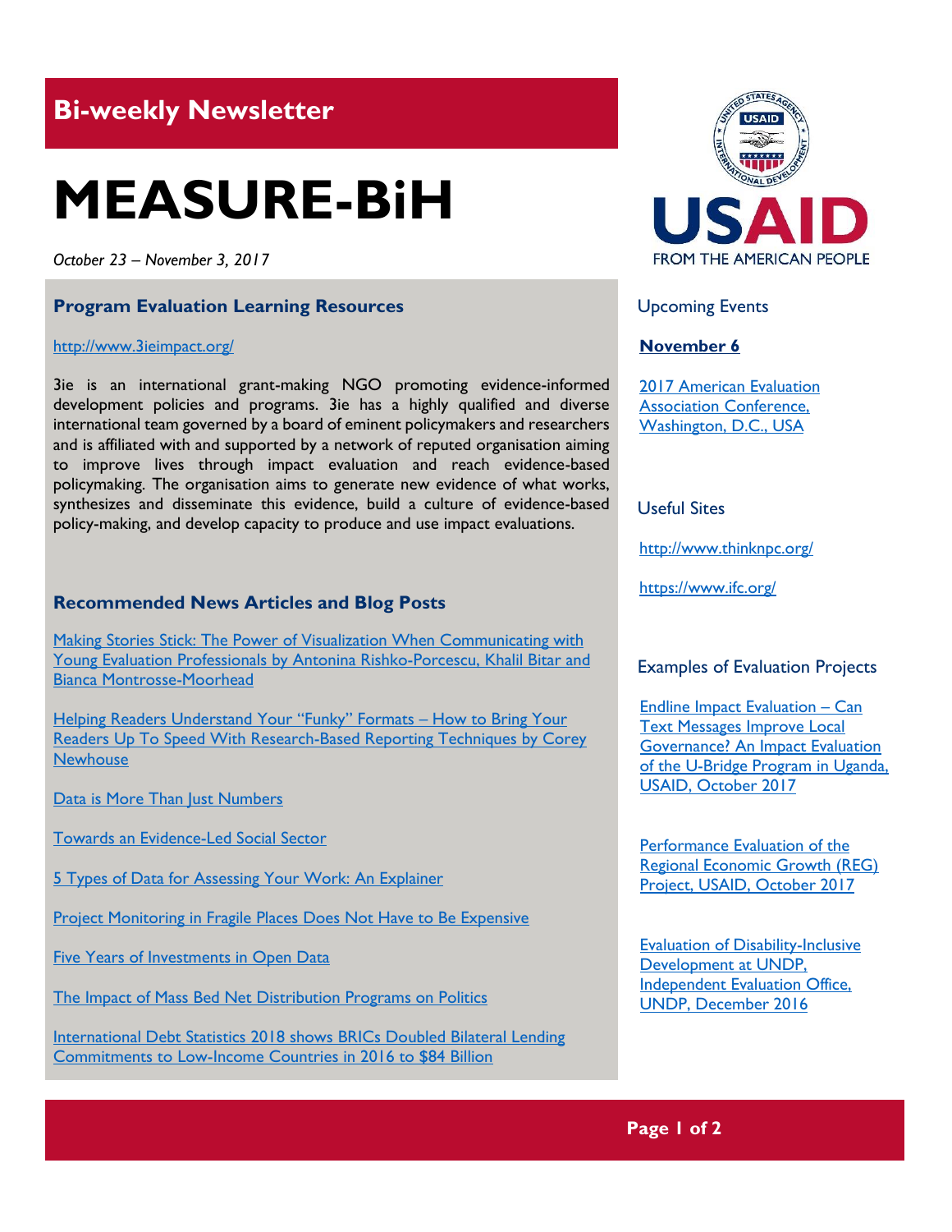# Bi-weekly Newsletter

# MEASURE-BiH

*October 23 – November 3, 2017*

## Program Evaluation Learning Resources

http://www.3ieimpact.org/

3ie is an international grant-making NGO promoting evidence-informed development policies and programs. 3ie has a highly qualified and diverse international team governed by a board of eminent policymakers and researchers and is affiliated with and supported by a network of reputed organisation aiming to improve lives through impact evaluation and reach evidence-based policymaking. The organisation aims to generate new evidence of what works, synthesizes and disseminate this evidence, build a culture of evidence-based policy-making, and develop capacity to produce and use impact evaluations.

## Recommended News Articles and Blog Posts

Making Stories Stick: The Power of Visualization When Communicating with Young Evaluation Professionals by Antonina Rishko-Porcescu, Khalil Bitar and Bianca Montrosse-Moorhead

Helping Readers Understand Your "Funky" Formats – How to Bring Your Readers Up To Speed With Research-Based Reporting Techniques by Corey Newhouse

Data is More Than Just Numbers

Towards an Evidence-Led Social Sector

5 Types of Data for Assessing Your Work: An Explainer

Project Monitoring in Fragile Places Does Not Have to Be Expensive

Five Years of Investments in Open Data

The Impact of Mass Bed Net Distribution Programs on Politics

International Debt Statistics 2018 shows BRICs Doubled Bilateral Lending Commitments to Low-Income Countries in 2016 to $84 Billion

USAID
FROM THE AMERICAN PEOPLE

## Upcoming Events

**November 6**

2017 American Evaluation Association Conference, Washington, D.C., USA

## Useful Sites

http://www.thinknpc.org/

https://www.ifc.org/

## Examples of Evaluation Projects

Endline Impact Evaluation – Can Text Messages Improve Local Governance? An Impact Evaluation of the U-Bridge Program in Uganda, USAID, October 2017

Performance Evaluation of the Regional Economic Growth (REG) Project, USAID, October 2017

Evaluation of Disability-Inclusive Development at UNDP, Independent Evaluation Office, UNDP, December 2016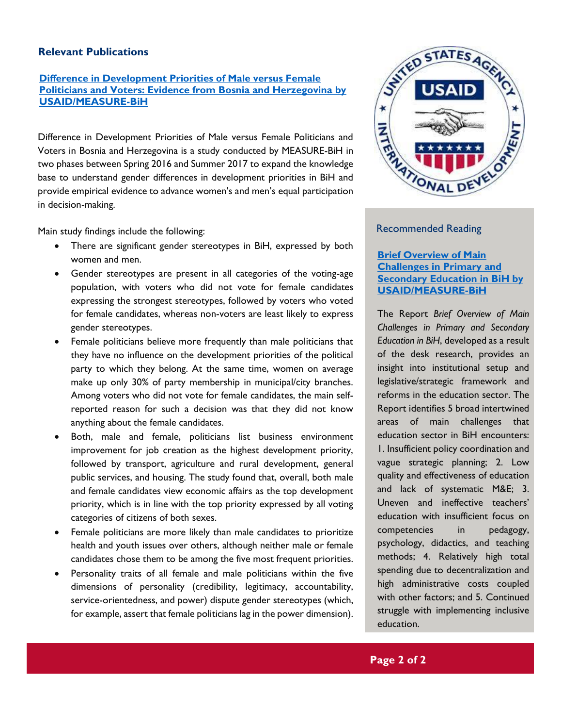## Relevant Publications

### Difference in Development Priorities of Male versus Female Politicians and Voters: Evidence from Bosnia and Herzegovina by USAID/MEASURE-BiH

Difference in Development Priorities of Male versus Female Politicians and Voters in Bosnia and Herzegovina is a study conducted by MEASURE-BiH in two phases between Spring 2016 and Summer 2017 to expand the knowledge base to understand gender differences in development priorities in BiH and provide empirical evidence to advance women's and men's equal participation in decision-making.

Main study findings include the following:

- There are significant gender stereotypes in BiH, expressed by both women and men.
- Gender stereotypes are present in all categories of the voting-age population, with voters who did not vote for female candidates expressing the strongest stereotypes, followed by voters who voted for female candidates, whereas non-voters are least likely to express gender stereotypes.
- Female politicians believe more frequently than male politicians that they have no influence on the development priorities of the political party to which they belong. At the same time, women on average make up only 30% of party membership in municipal/city branches. Among voters who did not vote for female candidates, the main self-reported reason for such a decision was that they did not know anything about the female candidates.
- Both, male and female, politicians list business environment improvement for job creation as the highest development priority, followed by transport, agriculture and rural development, general public services, and housing. The study found that, overall, both male and female candidates view economic affairs as the top development priority, which is in line with the top priority expressed by all voting categories of citizens of both sexes.
- Female politicians are more likely than male candidates to prioritize health and youth issues over others, although neither male or female candidates chose them to be among the five most frequent priorities.
- Personality traits of all female and male politicians within the five dimensions of personality (credibility, legitimacy, accountability, service-orientedness, and power) dispute gender stereotypes (which, for example, assert that female politicians lag in the power dimension).

## Recommended Reading

### Brief Overview of Main Challenges in Primary and Secondary Education in BiH by USAID/MEASURE-BiH

The Report *Brief Overview of Main Challenges in Primary and Secondary Education in BiH*, developed as a result of the desk research, provides an insight into institutional setup and legislative/strategic framework and reforms in the education sector. The Report identifies 5 broad intertwined areas of main challenges that education sector in BiH encounters: 1. Insufficient policy coordination and vague strategic planning; 2. Low quality and effectiveness of education and lack of systematic M&E; 3. Uneven and ineffective teachers' education with insufficient focus on competencies in pedagogy, psychology, didactics, and teaching methods; 4. Relatively high total spending due to decentralization and high administrative costs coupled with other factors; and 5. Continued struggle with implementing inclusive education.